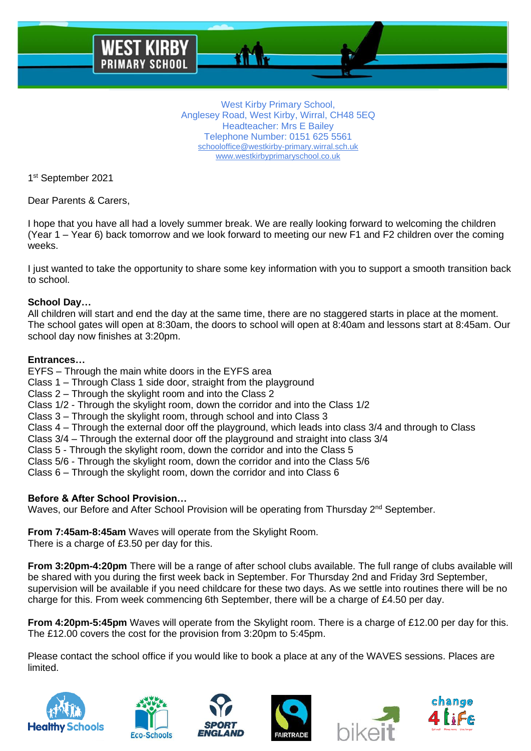West Kirby Primary School,
Anglesey Road, West Kirby, Wirral, CH48 5EQ
Headteacher: Mrs E Bailey
Telephone Number: 0151 625 5561
schooloffice@westkirby-primary.wirral.sch.uk
www.westkirbyprimaryschool.co.uk

1st September 2021

Dear Parents & Carers,

I hope that you have all had a lovely summer break. We are really looking forward to welcoming the children (Year 1 – Year 6) back tomorrow and we look forward to meeting our new F1 and F2 children over the coming weeks.

I just wanted to take the opportunity to share some key information with you to support a smooth transition back to school.

**School Day…**
All children will start and end the day at the same time, there are no staggered starts in place at the moment. The school gates will open at 8:30am, the doors to school will open at 8:40am and lessons start at 8:45am. Our school day now finishes at 3:20pm.

**Entrances…**
EYFS – Through the main white doors in the EYFS area
Class 1 – Through Class 1 side door, straight from the playground
Class 2 – Through the skylight room and into the Class 2
Class 1/2 - Through the skylight room, down the corridor and into the Class 1/2
Class 3 – Through the skylight room, through school and into Class 3
Class 4 – Through the external door off the playground, which leads into class 3/4 and through to Class
Class 3/4 – Through the external door off the playground and straight into class 3/4
Class 5 - Through the skylight room, down the corridor and into the Class 5
Class 5/6 - Through the skylight room, down the corridor and into the Class 5/6
Class 6 – Through the skylight room, down the corridor and into Class 6

**Before & After School Provision…**
Waves, our Before and After School Provision will be operating from Thursday 2nd September.

**From 7:45am-8:45am** Waves will operate from the Skylight Room.
There is a charge of £3.50 per day for this.

**From 3:20pm-4:20pm** There will be a range of after school clubs available. The full range of clubs available will be shared with you during the first week back in September. For Thursday 2nd and Friday 3rd September, supervision will be available if you need childcare for these two days. As we settle into routines there will be no charge for this. From week commencing 6th September, there will be a charge of £4.50 per day.

**From 4:20pm-5:45pm** Waves will operate from the Skylight room. There is a charge of £12.00 per day for this. The £12.00 covers the cost for the provision from 3:20pm to 5:45pm.

Please contact the school office if you would like to book a place at any of the WAVES sessions. Places are limited.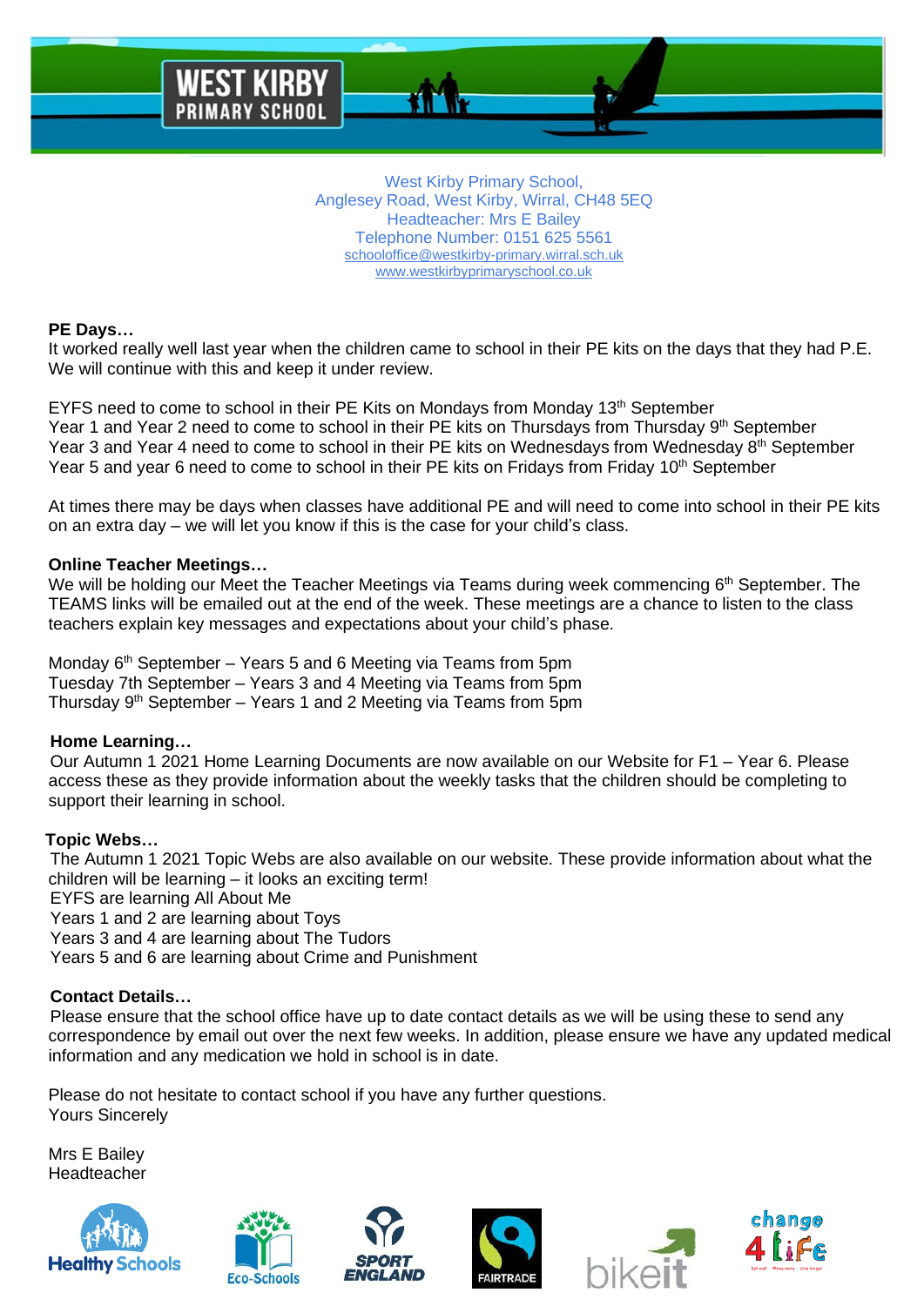West Kirby Primary School,
Anglesey Road, West Kirby, Wirral, CH48 5EQ
Headteacher: Mrs E Bailey
Telephone Number: 0151 625 5561
schooloffice@westkirby-primary.wirral.sch.uk
www.westkirbyprimaryschool.co.uk

**PE Days…**

It worked really well last year when the children came to school in their PE kits on the days that they had P.E. We will continue with this and keep it under review.

EYFS need to come to school in their PE Kits on Mondays from Monday 13th September
Year 1 and Year 2 need to come to school in their PE kits on Thursdays from Thursday 9th September
Year 3 and Year 4 need to come to school in their PE kits on Wednesdays from Wednesday 8th September
Year 5 and year 6 need to come to school in their PE kits on Fridays from Friday 10th September

At times there may be days when classes have additional PE and will need to come into school in their PE kits on an extra day – we will let you know if this is the case for your child's class.

**Online Teacher Meetings…**

We will be holding our Meet the Teacher Meetings via Teams during week commencing 6th September. The TEAMS links will be emailed out at the end of the week. These meetings are a chance to listen to the class teachers explain key messages and expectations about your child's phase.

Monday 6th September – Years 5 and 6 Meeting via Teams from 5pm
Tuesday 7th September – Years 3 and 4 Meeting via Teams from 5pm
Thursday 9th September – Years 1 and 2 Meeting via Teams from 5pm

**Home Learning…**

Our Autumn 1 2021 Home Learning Documents are now available on our Website for F1 – Year 6. Please access these as they provide information about the weekly tasks that the children should be completing to support their learning in school.

**Topic Webs…**

The Autumn 1 2021 Topic Webs are also available on our website. These provide information about what the children will be learning – it looks an exciting term!
EYFS are learning All About Me
Years 1 and 2 are learning about Toys
Years 3 and 4 are learning about The Tudors
Years 5 and 6 are learning about Crime and Punishment

**Contact Details…**

Please ensure that the school office have up to date contact details as we will be using these to send any correspondence by email out over the next few weeks. In addition, please ensure we have any updated medical information and any medication we hold in school is in date.

Please do not hesitate to contact school if you have any further questions.
Yours Sincerely

Mrs E Bailey
Headteacher